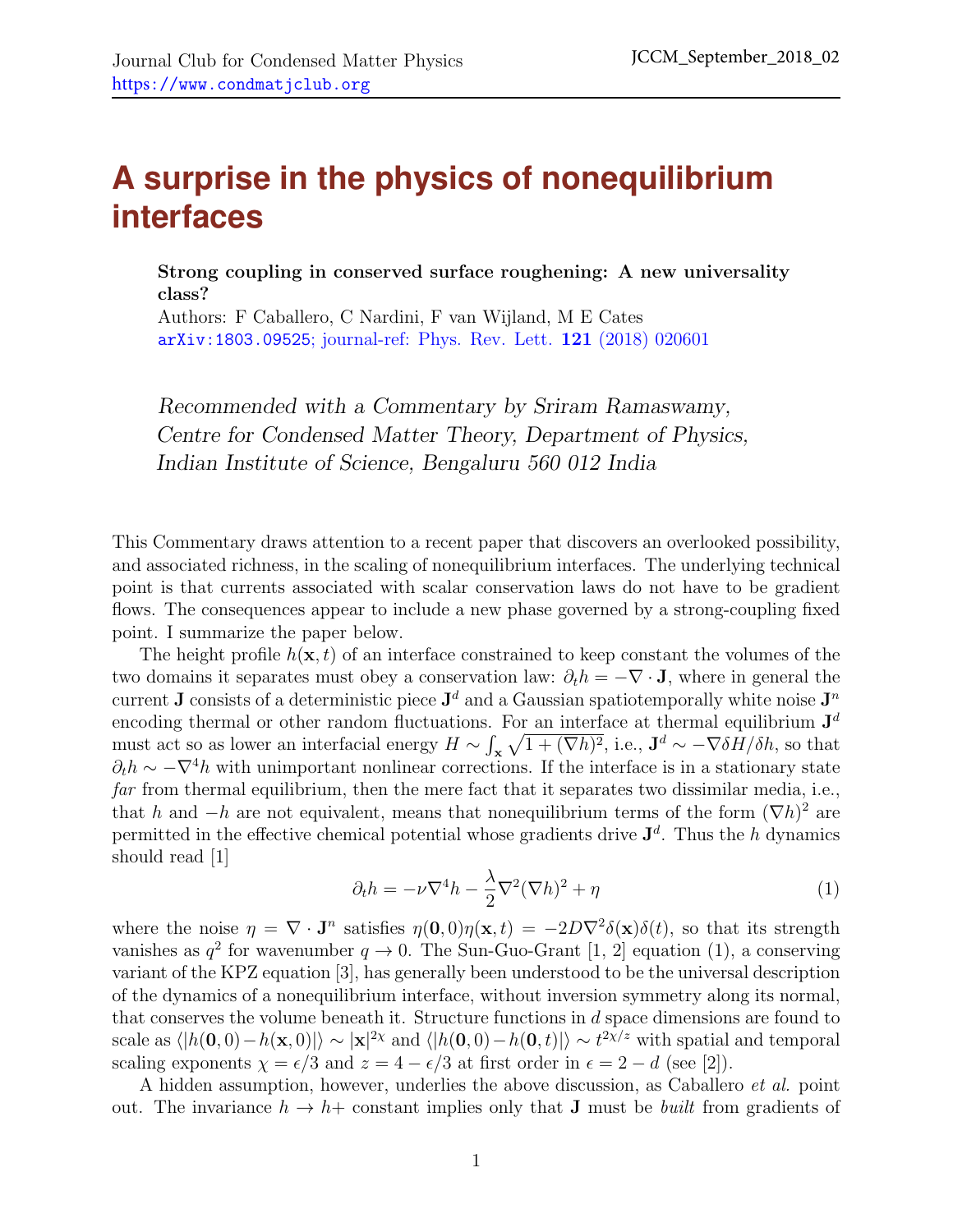# A surprise in the physics of nonequilibrium interfaces

**Strong coupling in conserved surface roughening: A new universality class?**
Authors: F Caballero, C Nardini, F van Wijland, M E Cates
arXiv:1803.09525; journal-ref: Phys. Rev. Lett. **121** (2018) 020601

*Recommended with a Commentary by Sriram Ramaswamy, Centre for Condensed Matter Theory, Department of Physics, Indian Institute of Science, Bengaluru 560 012 India*

This Commentary draws attention to a recent paper that discovers an overlooked possibility, and associated richness, in the scaling of nonequilibrium interfaces. The underlying technical point is that currents associated with scalar conservation laws do not have to be gradient flows. The consequences appear to include a new phase governed by a strong-coupling fixed point. I summarize the paper below.

The height profile $h(\mathbf{x}, t)$ of an interface constrained to keep constant the volumes of the two domains it separates must obey a conservation law: $\partial_t h = -\nabla \cdot \mathbf{J}$, where in general the current $\mathbf{J}$ consists of a deterministic piece $\mathbf{J}^d$ and a Gaussian spatiotemporally white noise $\mathbf{J}^n$ encoding thermal or other random fluctuations. For an interface at thermal equilibrium $\mathbf{J}^d$ must act so as lower an interfacial energy $H \sim \int_{\mathbf{x}} \sqrt{1 + (\nabla h)^2}$, i.e., $\mathbf{J}^d \sim -\nabla \delta H / \delta h$, so that $\partial_t h \sim -\nabla^4 h$ with unimportant nonlinear corrections. If the interface is in a stationary state *far* from thermal equilibrium, then the mere fact that it separates two dissimilar media, i.e., that $h$ and $-h$ are not equivalent, means that nonequilibrium terms of the form $(\nabla h)^2$ are permitted in the effective chemical potential whose gradients drive $\mathbf{J}^d$. Thus the $h$ dynamics should read [1]

$$\partial_t h = -\nu \nabla^4 h - \frac{\lambda}{2} \nabla^2 (\nabla h)^2 + \eta \tag{1}$$

where the noise $\eta = \nabla \cdot \mathbf{J}^n$ satisfies $\eta(\mathbf{0}, 0)\eta(\mathbf{x}, t) = -2D\nabla^2 \delta(\mathbf{x})\delta(t)$, so that its strength vanishes as $q^2$ for wavenumber $q \to 0$. The Sun-Guo-Grant [1, 2] equation (1), a conserving variant of the KPZ equation [3], has generally been understood to be the universal description of the dynamics of a nonequilibrium interface, without inversion symmetry along its normal, that conserves the volume beneath it. Structure functions in $d$ space dimensions are found to scale as $\langle |h(\mathbf{0}, 0) - h(\mathbf{x}, 0)| \rangle \sim |\mathbf{x}|^{2\chi}$ and $\langle |h(\mathbf{0}, 0) - h(\mathbf{0}, t)| \rangle \sim t^{2\chi/z}$ with spatial and temporal scaling exponents $\chi = \epsilon/3$ and $z = 4 - \epsilon/3$ at first order in $\epsilon = 2 - d$ (see [2]).

A hidden assumption, however, underlies the above discussion, as Caballero *et al.* point out. The invariance $h \to h+$ constant implies only that $\mathbf{J}$ must be *built* from gradients of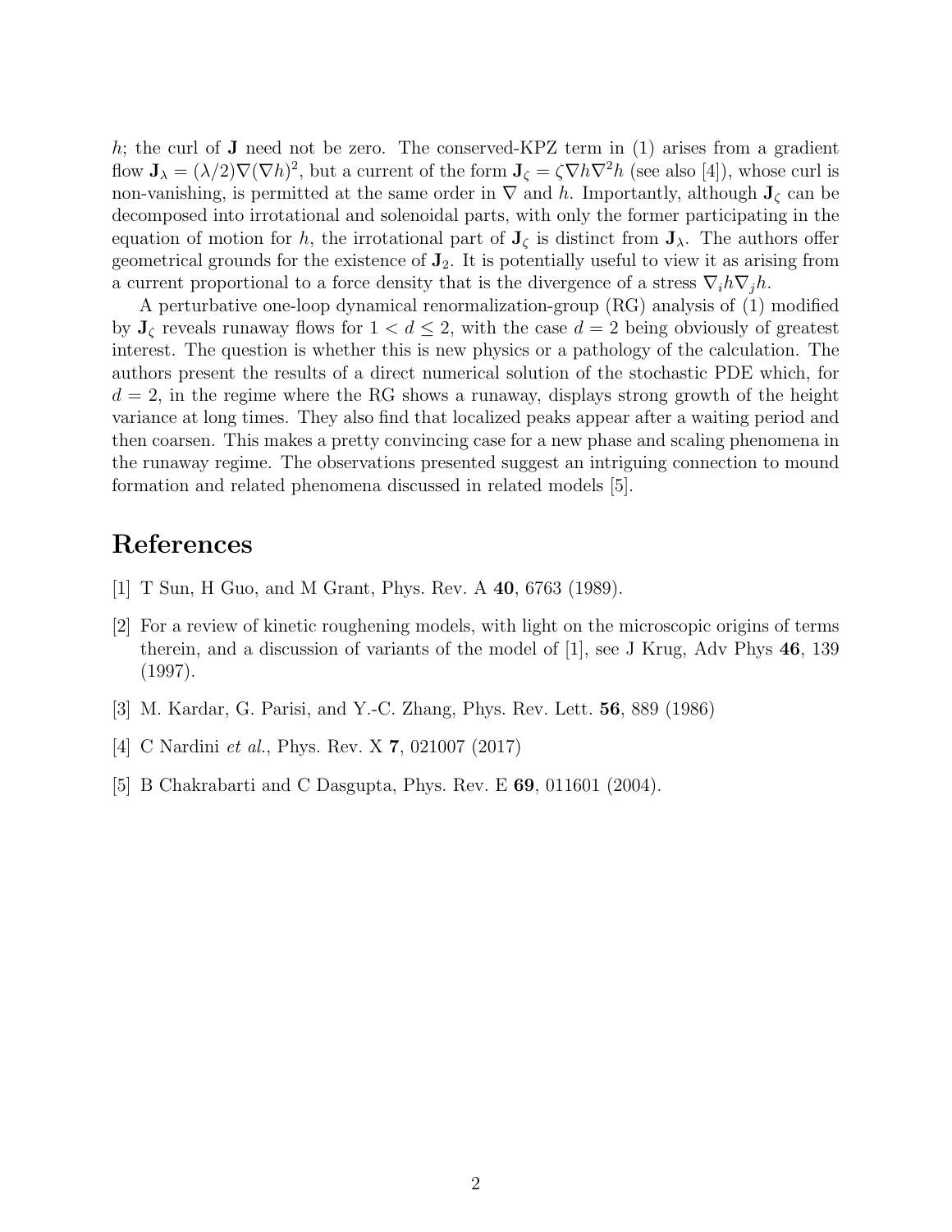$h$; the curl of $\mathbf{J}$ need not be zero. The conserved-KPZ term in (1) arises from a gradient flow $\mathbf{J}_\lambda = (\lambda/2)\nabla(\nabla h)^2$, but a current of the form $\mathbf{J}_\zeta = \zeta \nabla h \nabla^2 h$ (see also [4]), whose curl is non-vanishing, is permitted at the same order in $\nabla$ and $h$. Importantly, although $\mathbf{J}_\zeta$ can be decomposed into irrotational and solenoidal parts, with only the former participating in the equation of motion for $h$, the irrotational part of $\mathbf{J}_\zeta$ is distinct from $\mathbf{J}_\lambda$. The authors offer geometrical grounds for the existence of $\mathbf{J}_2$. It is potentially useful to view it as arising from a current proportional to a force density that is the divergence of a stress $\nabla_i h \nabla_j h$.

A perturbative one-loop dynamical renormalization-group (RG) analysis of (1) modified by $\mathbf{J}_\zeta$ reveals runaway flows for $1 < d \leq 2$, with the case $d = 2$ being obviously of greatest interest. The question is whether this is new physics or a pathology of the calculation. The authors present the results of a direct numerical solution of the stochastic PDE which, for $d = 2$, in the regime where the RG shows a runaway, displays strong growth of the height variance at long times. They also find that localized peaks appear after a waiting period and then coarsen. This makes a pretty convincing case for a new phase and scaling phenomena in the runaway regime. The observations presented suggest an intriguing connection to mound formation and related phenomena discussed in related models [5].

## References

[1] T Sun, H Guo, and M Grant, Phys. Rev. A **40**, 6763 (1989).

[2] For a review of kinetic roughening models, with light on the microscopic origins of terms therein, and a discussion of variants of the model of [1], see J Krug, Adv Phys **46**, 139 (1997).

[3] M. Kardar, G. Parisi, and Y.-C. Zhang, Phys. Rev. Lett. **56**, 889 (1986)

[4] C Nardini *et al.*, Phys. Rev. X **7**, 021007 (2017)

[5] B Chakrabarti and C Dasgupta, Phys. Rev. E **69**, 011601 (2004).